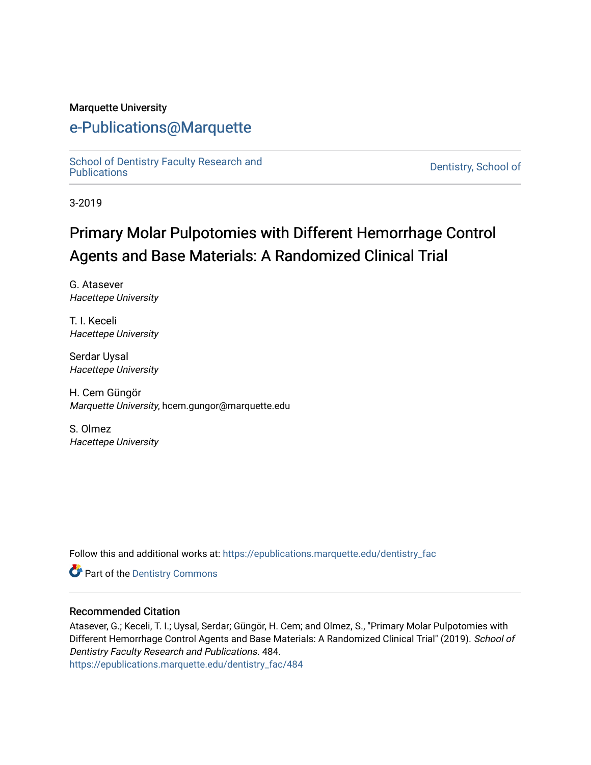Marquette University

# e-Publications@Marquette

School of Dentistry Faculty Research and Publications

Dentistry, School of

3-2019

# Primary Molar Pulpotomies with Different Hemorrhage Control Agents and Base Materials: A Randomized Clinical Trial

G. Atasever
*Hacettepe University*

T. I. Keceli
*Hacettepe University*

Serdar Uysal
*Hacettepe University*

H. Cem Güngör
*Marquette University*, hcem.gungor@marquette.edu

S. Olmez
*Hacettepe University*

Follow this and additional works at: https://epublications.marquette.edu/dentistry_fac

Part of the Dentistry Commons

## Recommended Citation

Atasever, G.; Keceli, T. I.; Uysal, Serdar; Güngör, H. Cem; and Olmez, S., "Primary Molar Pulpotomies with Different Hemorrhage Control Agents and Base Materials: A Randomized Clinical Trial" (2019). *School of Dentistry Faculty Research and Publications*. 484.
https://epublications.marquette.edu/dentistry_fac/484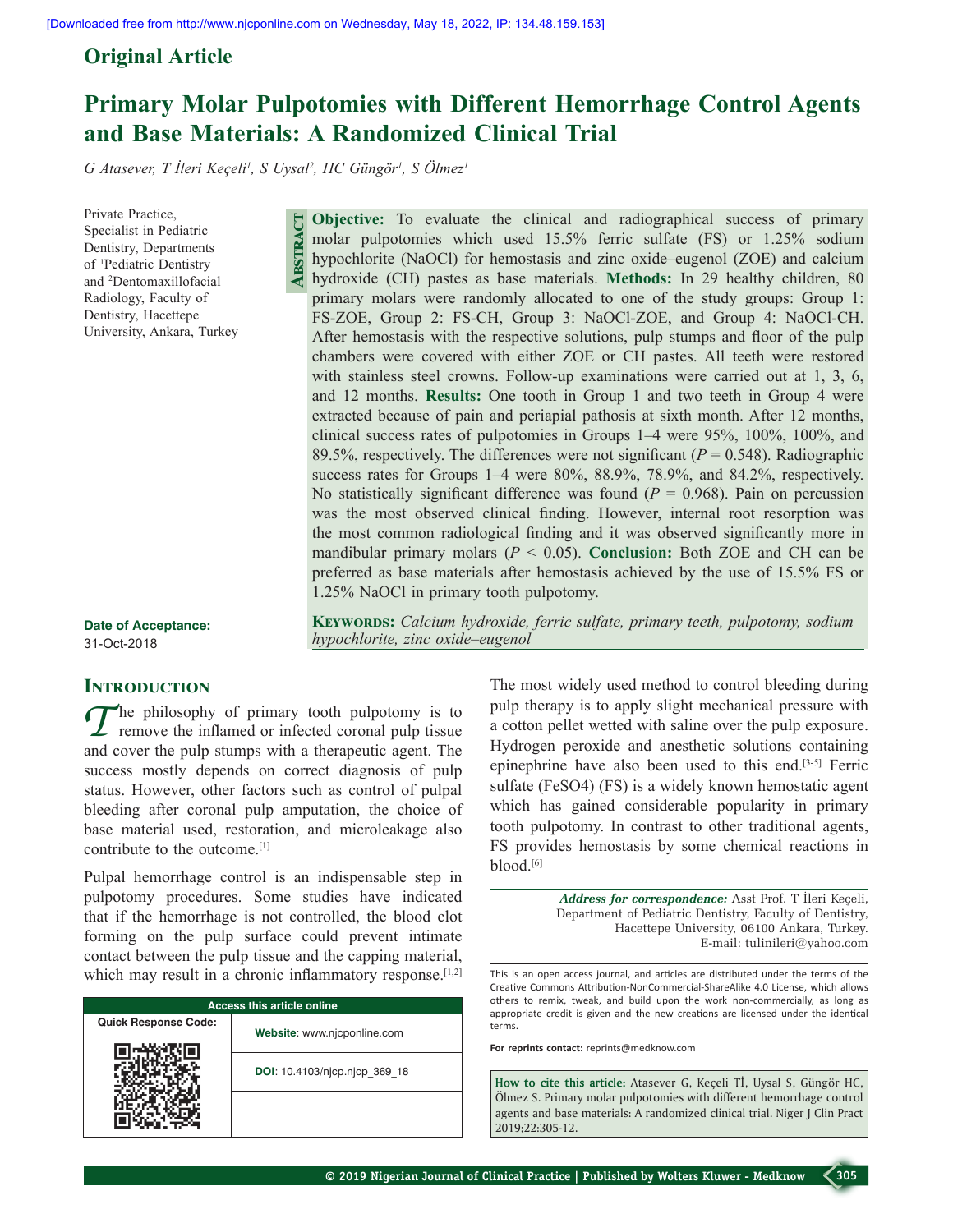## Original Article

# Primary Molar Pulpotomies with Different Hemorrhage Control Agents and Base Materials: A Randomized Clinical Trial

*G Atasever, T İleri Keçeli[1], S Uysal[2], HC Güngör[1], S Ölmez[1]*

Private Practice, Specialist in Pediatric Dentistry, Departments of [1]Pediatric Dentistry and [2]Dentomaxillofacial Radiology, Faculty of Dentistry, Hacettepe University, Ankara, Turkey

**Date of Acceptance:**
31-Oct-2018

## Abstract

**Objective:** To evaluate the clinical and radiographical success of primary molar pulpotomies which used 15.5% ferric sulfate (FS) or 1.25% sodium hypochlorite (NaOCl) for hemostasis and zinc oxide–eugenol (ZOE) and calcium hydroxide (CH) pastes as base materials. **Methods:** In 29 healthy children, 80 primary molars were randomly allocated to one of the study groups: Group 1: FS-ZOE, Group 2: FS-CH, Group 3: NaOCl-ZOE, and Group 4: NaOCl-CH. After hemostasis with the respective solutions, pulp stumps and floor of the pulp chambers were covered with either ZOE or CH pastes. All teeth were restored with stainless steel crowns. Follow-up examinations were carried out at 1, 3, 6, and 12 months. **Results:** One tooth in Group 1 and two teeth in Group 4 were extracted because of pain and periapial pathosis at sixth month. After 12 months, clinical success rates of pulpotomies in Groups 1–4 were 95%, 100%, 100%, and 89.5%, respectively. The differences were not significant ($P = 0.548$). Radiographic success rates for Groups 1–4 were 80%, 88.9%, 78.9%, and 84.2%, respectively. No statistically significant difference was found ($P = 0.968$). Pain on percussion was the most observed clinical finding. However, internal root resorption was the most common radiological finding and it was observed significantly more in mandibular primary molars ($P < 0.05$). **Conclusion:** Both ZOE and CH can be preferred as base materials after hemostasis achieved by the use of 15.5% FS or 1.25% NaOCl in primary tooth pulpotomy.

**Keywords:** *Calcium hydroxide, ferric sulfate, primary teeth, pulpotomy, sodium hypochlorite, zinc oxide–eugenol*

## Introduction

The philosophy of primary tooth pulpotomy is to remove the inflamed or infected coronal pulp tissue and cover the pulp stumps with a therapeutic agent. The success mostly depends on correct diagnosis of pulp status. However, other factors such as control of pulpal bleeding after coronal pulp amputation, the choice of base material used, restoration, and microleakage also contribute to the outcome.[1]

Pulpal hemorrhage control is an indispensable step in pulpotomy procedures. Some studies have indicated that if the hemorrhage is not controlled, the blood clot forming on the pulp surface could prevent intimate contact between the pulp tissue and the capping material, which may result in a chronic inflammatory response.[1,2]

The most widely used method to control bleeding during pulp therapy is to apply slight mechanical pressure with a cotton pellet wetted with saline over the pulp exposure. Hydrogen peroxide and anesthetic solutions containing epinephrine have also been used to this end.[3-5] Ferric sulfate ($FeSO_4$) (FS) is a widely known hemostatic agent which has gained considerable popularity in primary tooth pulpotomy. In contrast to other traditional agents, FS provides hemostasis by some chemical reactions in blood.[6]

*Address for correspondence:* Asst Prof. T İleri Keçeli, Department of Pediatric Dentistry, Faculty of Dentistry, Hacettepe University, 06100 Ankara, Turkey. E-mail: tulinileri@yahoo.com

| Access this article online | |
|---|---|
| Quick Response Code: | Website: www.njcponline.com |
| | DOI: 10.4103/njcp.njcp_369_18 |

This is an open access journal, and articles are distributed under the terms of the Creative Commons Attribution-NonCommercial-ShareAlike 4.0 License, which allows others to remix, tweak, and build upon the work non-commercially, as long as appropriate credit is given and the new creations are licensed under the identical terms.

**For reprints contact:** reprints@medknow.com

**How to cite this article:** Atasever G, Keçeli Tİ, Uysal S, Güngör HC, Ölmez S. Primary molar pulpotomies with different hemorrhage control agents and base materials: A randomized clinical trial. Niger J Clin Pract 2019;22:305-12.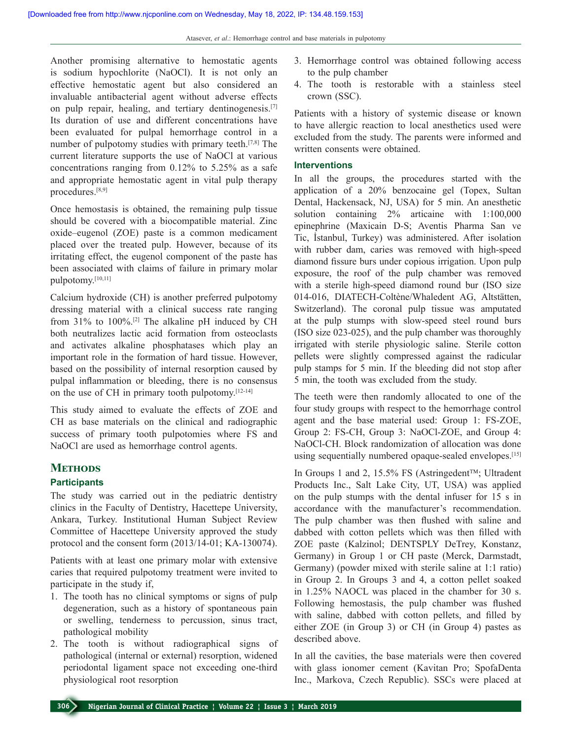Another promising alternative to hemostatic agents is sodium hypochlorite (NaOCl). It is not only an effective hemostatic agent but also considered an invaluable antibacterial agent without adverse effects on pulp repair, healing, and tertiary dentinogenesis.[7] Its duration of use and different concentrations have been evaluated for pulpal hemorrhage control in a number of pulpotomy studies with primary teeth.[7,8] The current literature supports the use of NaOCl at various concentrations ranging from 0.12% to 5.25% as a safe and appropriate hemostatic agent in vital pulp therapy procedures.[8,9]

Once hemostasis is obtained, the remaining pulp tissue should be covered with a biocompatible material. Zinc oxide–eugenol (ZOE) paste is a common medicament placed over the treated pulp. However, because of its irritating effect, the eugenol component of the paste has been associated with claims of failure in primary molar pulpotomy.[10,11]

Calcium hydroxide (CH) is another preferred pulpotomy dressing material with a clinical success rate ranging from 31% to 100%.[2] The alkaline pH induced by CH both neutralizes lactic acid formation from osteoclasts and activates alkaline phosphatases which play an important role in the formation of hard tissue. However, based on the possibility of internal resorption caused by pulpal inflammation or bleeding, there is no consensus on the use of CH in primary tooth pulpotomy.[12-14]

This study aimed to evaluate the effects of ZOE and CH as base materials on the clinical and radiographic success of primary tooth pulpotomies where FS and NaOCl are used as hemorrhage control agents.

## Methods

### Participants

The study was carried out in the pediatric dentistry clinics in the Faculty of Dentistry, Hacettepe University, Ankara, Turkey. Institutional Human Subject Review Committee of Hacettepe University approved the study protocol and the consent form (2013/14-01; KA-130074).

Patients with at least one primary molar with extensive caries that required pulpotomy treatment were invited to participate in the study if,

1. The tooth has no clinical symptoms or signs of pulp degeneration, such as a history of spontaneous pain or swelling, tenderness to percussion, sinus tract, pathological mobility
2. The tooth is without radiographical signs of pathological (internal or external) resorption, widened periodontal ligament space not exceeding one-third physiological root resorption
3. Hemorrhage control was obtained following access to the pulp chamber
4. The tooth is restorable with a stainless steel crown (SSC).

Patients with a history of systemic disease or known to have allergic reaction to local anesthetics used were excluded from the study. The parents were informed and written consents were obtained.

### Interventions

In all the groups, the procedures started with the application of a 20% benzocaine gel (Topex, Sultan Dental, Hackensack, NJ, USA) for 5 min. An anesthetic solution containing 2% articaine with 1:100,000 epinephrine (Maxicain D-S; Aventis Pharma San ve Tic, İstanbul, Turkey) was administered. After isolation with rubber dam, caries was removed with high-speed diamond fissure burs under copious irrigation. Upon pulp exposure, the roof of the pulp chamber was removed with a sterile high-speed diamond round bur (ISO size 014-016, DIATECH-Coltène/Whaledent AG, Altstätten, Switzerland). The coronal pulp tissue was amputated at the pulp stumps with slow-speed steel round burs (ISO size 023-025), and the pulp chamber was thoroughly irrigated with sterile physiologic saline. Sterile cotton pellets were slightly compressed against the radicular pulp stamps for 5 min. If the bleeding did not stop after 5 min, the tooth was excluded from the study.

The teeth were then randomly allocated to one of the four study groups with respect to the hemorrhage control agent and the base material used: Group 1: FS-ZOE, Group 2: FS-CH, Group 3: NaOCl-ZOE, and Group 4: NaOCl-CH. Block randomization of allocation was done using sequentially numbered opaque-sealed envelopes.[15]

In Groups 1 and 2, 15.5% FS (Astringedent™; Ultradent Products Inc., Salt Lake City, UT, USA) was applied on the pulp stumps with the dental infuser for 15 s in accordance with the manufacturer's recommendation. The pulp chamber was then flushed with saline and dabbed with cotton pellets which was then filled with ZOE paste (Kalzinol; DENTSPLY DeTrey, Konstanz, Germany) in Group 1 or CH paste (Merck, Darmstadt, Germany) (powder mixed with sterile saline at 1:1 ratio) in Group 2. In Groups 3 and 4, a cotton pellet soaked in 1.25% NAOCL was placed in the chamber for 30 s. Following hemostasis, the pulp chamber was flushed with saline, dabbed with cotton pellets, and filled by either ZOE (in Group 3) or CH (in Group 4) pastes as described above.

In all the cavities, the base materials were then covered with glass ionomer cement (Kavitan Pro; SpofaDenta Inc., Markova, Czech Republic). SSCs were placed at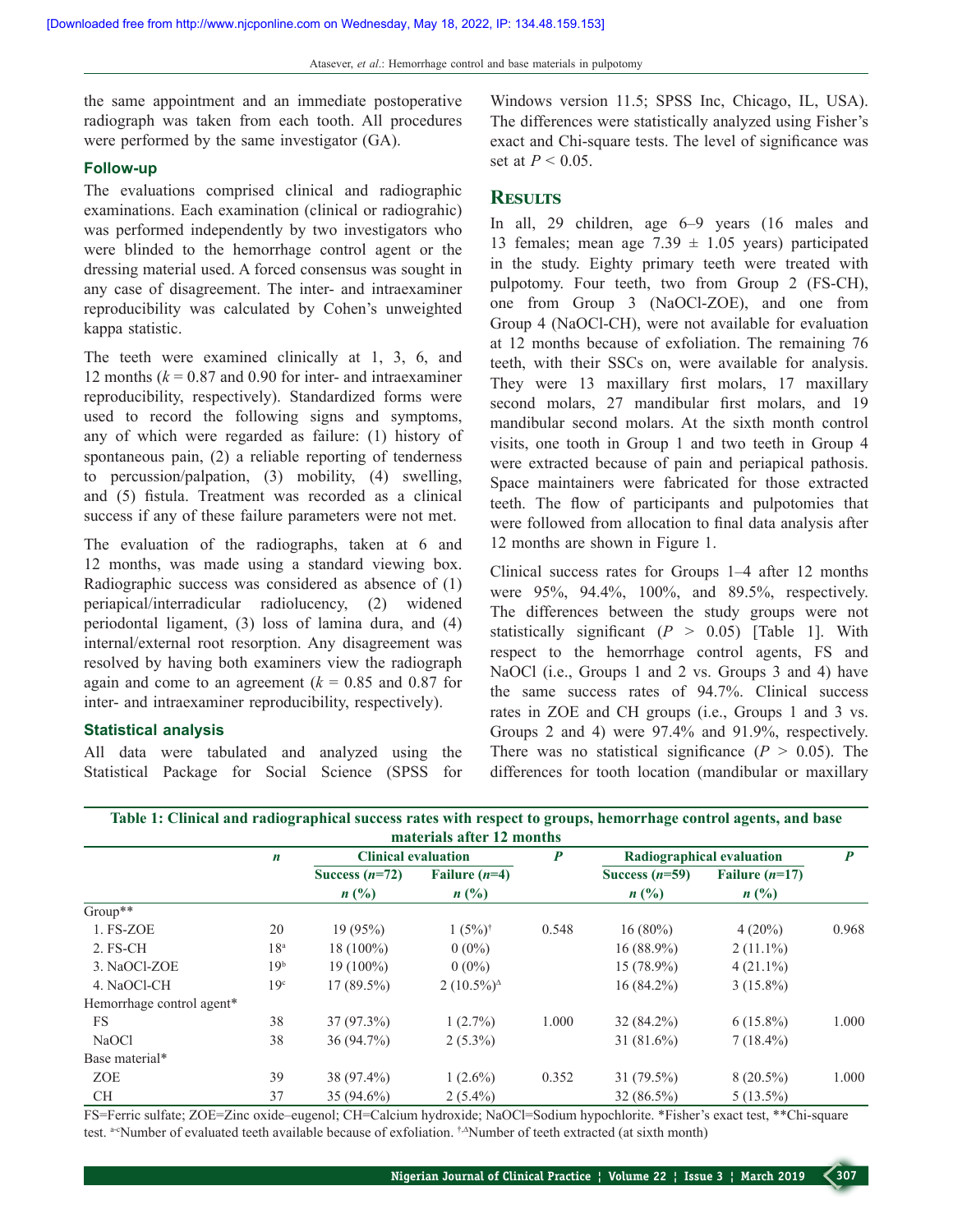the same appointment and an immediate postoperative radiograph was taken from each tooth. All procedures were performed by the same investigator (GA).

### Follow-up

The evaluations comprised clinical and radiographic examinations. Each examination (clinical or radiograhic) was performed independently by two investigators who were blinded to the hemorrhage control agent or the dressing material used. A forced consensus was sought in any case of disagreement. The inter- and intraexaminer reproducibility was calculated by Cohen's unweighted kappa statistic.

The teeth were examined clinically at 1, 3, 6, and 12 months ($k = 0.87$ and 0.90 for inter- and intraexaminer reproducibility, respectively). Standardized forms were used to record the following signs and symptoms, any of which were regarded as failure: (1) history of spontaneous pain, (2) a reliable reporting of tenderness to percussion/palpation, (3) mobility, (4) swelling, and (5) fistula. Treatment was recorded as a clinical success if any of these failure parameters were not met.

The evaluation of the radiographs, taken at 6 and 12 months, was made using a standard viewing box. Radiographic success was considered as absence of (1) periapical/interradicular radiolucency, (2) widened periodontal ligament, (3) loss of lamina dura, and (4) internal/external root resorption. Any disagreement was resolved by having both examiners view the radiograph again and come to an agreement ($k = 0.85$ and 0.87 for inter- and intraexaminer reproducibility, respectively).

### Statistical analysis

All data were tabulated and analyzed using the Statistical Package for Social Science (SPSS for Windows version 11.5; SPSS Inc, Chicago, IL, USA). The differences were statistically analyzed using Fisher's exact and Chi-square tests. The level of significance was set at $P < 0.05$.

## Results

In all, 29 children, age 6–9 years (16 males and 13 females; mean age 7.39 ± 1.05 years) participated in the study. Eighty primary teeth were treated with pulpotomy. Four teeth, two from Group 2 (FS-CH), one from Group 3 (NaOCl-ZOE), and one from Group 4 (NaOCl-CH), were not available for evaluation at 12 months because of exfoliation. The remaining 76 teeth, with their SSCs on, were available for analysis. They were 13 maxillary first molars, 17 maxillary second molars, 27 mandibular first molars, and 19 mandibular second molars. At the sixth month control visits, one tooth in Group 1 and two teeth in Group 4 were extracted because of pain and periapical pathosis. Space maintainers were fabricated for those extracted teeth. The flow of participants and pulpotomies that were followed from allocation to final data analysis after 12 months are shown in Figure 1.

Clinical success rates for Groups 1–4 after 12 months were 95%, 94.4%, 100%, and 89.5%, respectively. The differences between the study groups were not statistically significant ($P > 0.05$) [Table 1]. With respect to the hemorrhage control agents, FS and NaOCl (i.e., Groups 1 and 2 vs. Groups 3 and 4) have the same success rates of 94.7%. Clinical success rates in ZOE and CH groups (i.e., Groups 1 and 3 vs. Groups 2 and 4) were 97.4% and 91.9%, respectively. There was no statistical significance ($P > 0.05$). The differences for tooth location (mandibular or maxillary

**Table 1: Clinical and radiographical success rates with respect to groups, hemorrhage control agents, and base materials after 12 months**

| | *n* | Clinical evaluation | | *P* | Radiographical evaluation | | *P* |
|---|---|---|---|---|---|---|---|
| | | Success (*n*=72) *n* (%) | Failure (*n*=4) *n* (%) | | Success (*n*=59) *n* (%) | Failure (*n*=17) *n* (%) | |
| Group** | | | | | | | |
| 1. FS-ZOE | 20 | 19 (95%) | 1 (5%)[†] | 0.548 | 16 (80%) | 4 (20%) | 0.968 |
| 2. FS-CH | 18[a] | 18 (100%) | 0 (0%) | | 16 (88.9%) | 2 (11.1%) | |
| 3. NaOCl-ZOE | 19[b] | 19 (100%) | 0 (0%) | | 15 (78.9%) | 4 (21.1%) | |
| 4. NaOCl-CH | 19[c] | 17 (89.5%) | 2 (10.5%)[Δ] | | 16 (84.2%) | 3 (15.8%) | |
| Hemorrhage control agent* | | | | | | | |
| FS | 38 | 37 (97.3%) | 1 (2.7%) | 1.000 | 32 (84.2%) | 6 (15.8%) | 1.000 |
| NaOCl | 38 | 36 (94.7%) | 2 (5.3%) | | 31 (81.6%) | 7 (18.4%) | |
| Base material* | | | | | | | |
| ZOE | 39 | 38 (97.4%) | 1 (2.6%) | 0.352 | 31 (79.5%) | 8 (20.5%) | 1.000 |
| CH | 37 | 35 (94.6%) | 2 (5.4%) | | 32 (86.5%) | 5 (13.5%) | |

FS=Ferric sulfate; ZOE=Zinc oxide–eugenol; CH=Calcium hydroxide; NaOCl=Sodium hypochlorite. *Fisher's exact test, **Chi-square test. [a-c]Number of evaluated teeth available because of exfoliation. [†,Δ]Number of teeth extracted (at sixth month)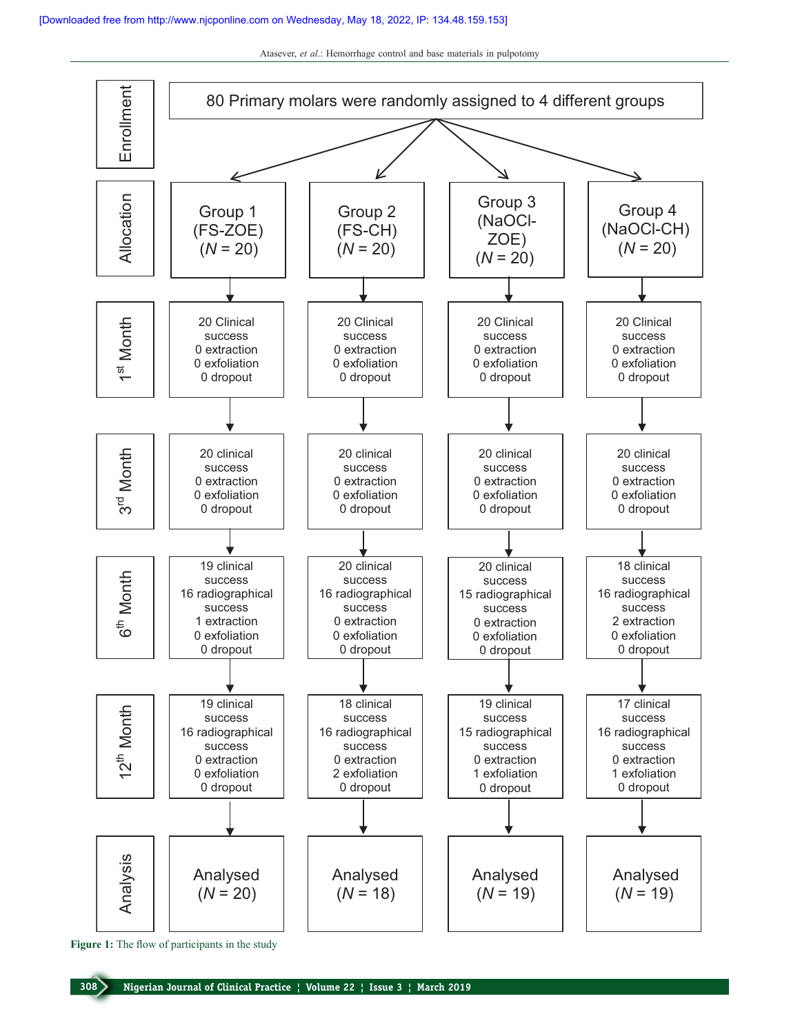| Stage | Group 1 (FS-ZOE) (*N* = 20) | Group 2 (FS-CH) (*N* = 20) | Group 3 (NaOCl-ZOE) (*N* = 20) | Group 4 (NaOCl-CH) (*N* = 20) |
|---|---|---|---|---|
| Enrollment | 80 Primary molars were randomly assigned to 4 different groups | | | |
| 1st Month | 20 Clinical success, 0 extraction, 0 exfoliation, 0 dropout | 20 Clinical success, 0 extraction, 0 exfoliation, 0 dropout | 20 Clinical success, 0 extraction, 0 exfoliation, 0 dropout | 20 Clinical success, 0 extraction, 0 exfoliation, 0 dropout |
| 3rd Month | 20 clinical success, 0 extraction, 0 exfoliation, 0 dropout | 20 clinical success, 0 extraction, 0 exfoliation, 0 dropout | 20 clinical success, 0 extraction, 0 exfoliation, 0 dropout | 20 clinical success, 0 extraction, 0 exfoliation, 0 dropout |
| 6th Month | 19 clinical success, 16 radiographical success, 1 extraction, 0 exfoliation, 0 dropout | 20 clinical success, 16 radiographical success, 0 extraction, 0 exfoliation, 0 dropout | 20 clinical success, 15 radiographical success, 0 extraction, 0 exfoliation, 0 dropout | 18 clinical success, 16 radiographical success, 2 extraction, 0 exfoliation, 0 dropout |
| 12th Month | 19 clinical success, 16 radiographical success, 0 extraction, 0 exfoliation, 0 dropout | 18 clinical success, 16 radiographical success, 0 extraction, 2 exfoliation, 0 dropout | 19 clinical success, 15 radiographical success, 0 extraction, 1 exfoliation, 0 dropout | 17 clinical success, 16 radiographical success, 0 extraction, 1 exfoliation, 0 dropout |
| Analysis | Analysed (*N* = 20) | Analysed (*N* = 18) | Analysed (*N* = 19) | Analysed (*N* = 19) |

**Figure 1:** The flow of participants in the study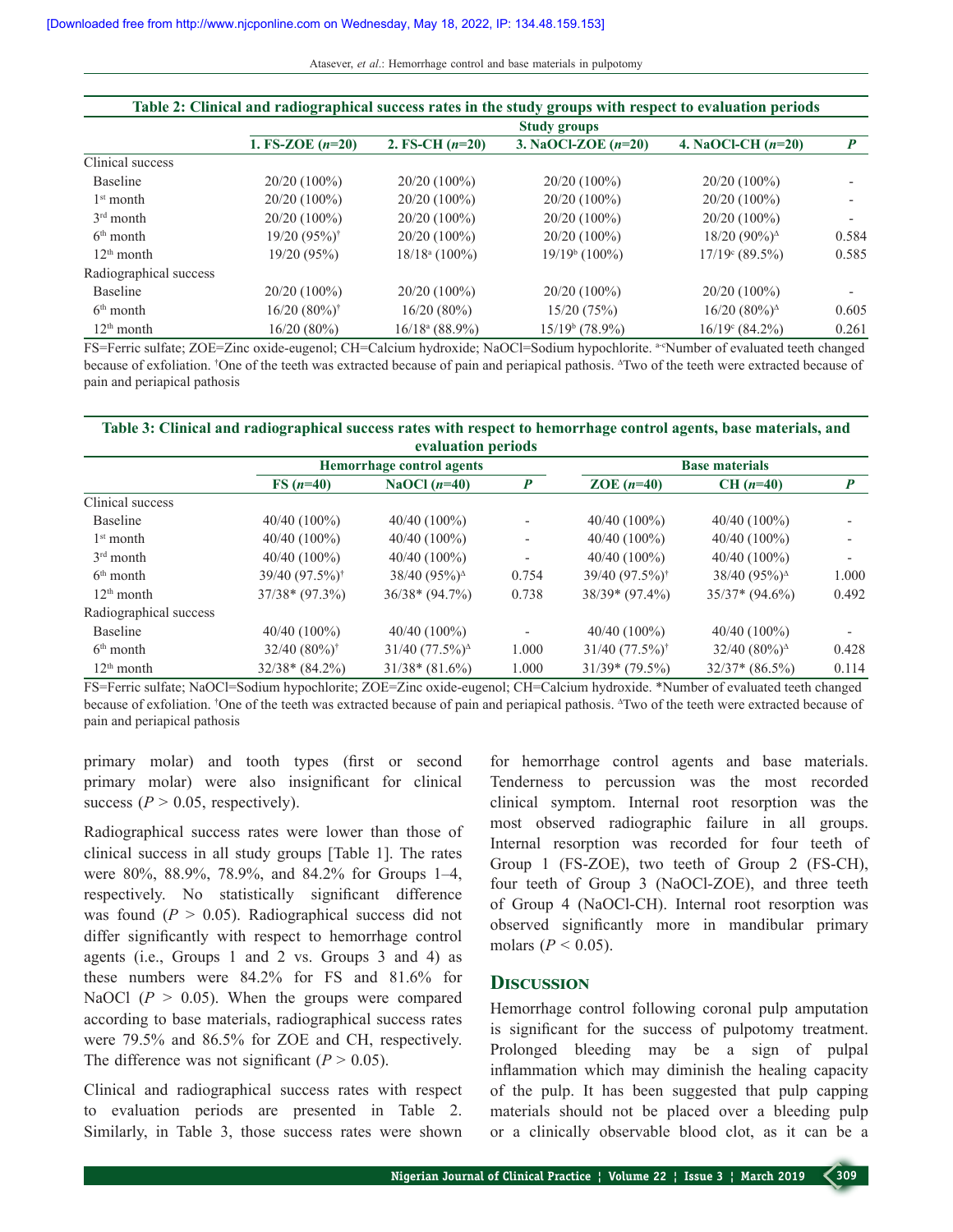**Table 2: Clinical and radiographical success rates in the study groups with respect to evaluation periods**

| | Study groups | | | | |
|---|---|---|---|---|---|
| | 1. FS-ZOE (*n*=20) | 2. FS-CH (*n*=20) | 3. NaOCl-ZOE (*n*=20) | 4. NaOCl-CH (*n*=20) | *P* |
| Clinical success | | | | | |
| Baseline | 20/20 (100%) | 20/20 (100%) | 20/20 (100%) | 20/20 (100%) | - |
| 1st month | 20/20 (100%) | 20/20 (100%) | 20/20 (100%) | 20/20 (100%) | - |
| 3rd month | 20/20 (100%) | 20/20 (100%) | 20/20 (100%) | 20/20 (100%) | - |
| 6th month | 19/20 (95%)† | 20/20 (100%) | 20/20 (100%) | 18/20 (90%)Δ | 0.584 |
| 12th month | 19/20 (95%) | 18/18[a] (100%) | 19/19[b] (100%) | 17/19[c] (89.5%) | 0.585 |
| Radiographical success | | | | | |
| Baseline | 20/20 (100%) | 20/20 (100%) | 20/20 (100%) | 20/20 (100%) | - |
| 6th month | 16/20 (80%)† | 16/20 (80%) | 15/20 (75%) | 16/20 (80%)Δ | 0.605 |
| 12th month | 16/20 (80%) | 16/18[a] (88.9%) | 15/19[b] (78.9%) | 16/19[c] (84.2%) | 0.261 |

FS=Ferric sulfate; ZOE=Zinc oxide-eugenol; CH=Calcium hydroxide; NaOCl=Sodium hypochlorite. [a-c]Number of evaluated teeth changed because of exfoliation. †One of the teeth was extracted because of pain and periapical pathosis. ΔTwo of the teeth were extracted because of pain and periapical pathosis

**Table 3: Clinical and radiographical success rates with respect to hemorrhage control agents, base materials, and evaluation periods**

| | Hemorrhage control agents | | | Base materials | | |
|---|---|---|---|---|---|---|
| | FS (*n*=40) | NaOCl (*n*=40) | *P* | ZOE (*n*=40) | CH (*n*=40) | *P* |
| Clinical success | | | | | | |
| Baseline | 40/40 (100%) | 40/40 (100%) | - | 40/40 (100%) | 40/40 (100%) | - |
| 1st month | 40/40 (100%) | 40/40 (100%) | - | 40/40 (100%) | 40/40 (100%) | - |
| 3rd month | 40/40 (100%) | 40/40 (100%) | - | 40/40 (100%) | 40/40 (100%) | - |
| 6th month | 39/40 (97.5%)† | 38/40 (95%)Δ | 0.754 | 39/40 (97.5%)† | 38/40 (95%)Δ | 1.000 |
| 12th month | 37/38* (97.3%) | 36/38* (94.7%) | 0.738 | 38/39* (97.4%) | 35/37* (94.6%) | 0.492 |
| Radiographical success | | | | | | |
| Baseline | 40/40 (100%) | 40/40 (100%) | - | 40/40 (100%) | 40/40 (100%) | - |
| 6th month | 32/40 (80%)† | 31/40 (77.5%)Δ | 1.000 | 31/40 (77.5%)† | 32/40 (80%)Δ | 0.428 |
| 12th month | 32/38* (84.2%) | 31/38* (81.6%) | 1.000 | 31/39* (79.5%) | 32/37* (86.5%) | 0.114 |

FS=Ferric sulfate; NaOCl=Sodium hypochlorite; ZOE=Zinc oxide-eugenol; CH=Calcium hydroxide. *Number of evaluated teeth changed because of exfoliation. †One of the teeth was extracted because of pain and periapical pathosis. ΔTwo of the teeth were extracted because of pain and periapical pathosis

primary molar) and tooth types (first or second primary molar) were also insignificant for clinical success ($P > 0.05$, respectively).

Radiographical success rates were lower than those of clinical success in all study groups [Table 1]. The rates were 80%, 88.9%, 78.9%, and 84.2% for Groups 1–4, respectively. No statistically significant difference was found ($P > 0.05$). Radiographical success did not differ significantly with respect to hemorrhage control agents (i.e., Groups 1 and 2 vs. Groups 3 and 4) as these numbers were 84.2% for FS and 81.6% for NaOCl ($P > 0.05$). When the groups were compared according to base materials, radiographical success rates were 79.5% and 86.5% for ZOE and CH, respectively. The difference was not significant ($P > 0.05$).

Clinical and radiographical success rates with respect to evaluation periods are presented in Table 2. Similarly, in Table 3, those success rates were shown for hemorrhage control agents and base materials. Tenderness to percussion was the most recorded clinical symptom. Internal root resorption was the most observed radiographic failure in all groups. Internal resorption was recorded for four teeth of Group 1 (FS-ZOE), two teeth of Group 2 (FS-CH), four teeth of Group 3 (NaOCl-ZOE), and three teeth of Group 4 (NaOCl-CH). Internal root resorption was observed significantly more in mandibular primary molars ($P < 0.05$).

## Discussion

Hemorrhage control following coronal pulp amputation is significant for the success of pulpotomy treatment. Prolonged bleeding may be a sign of pulpal inflammation which may diminish the healing capacity of the pulp. It has been suggested that pulp capping materials should not be placed over a bleeding pulp or a clinically observable blood clot, as it can be a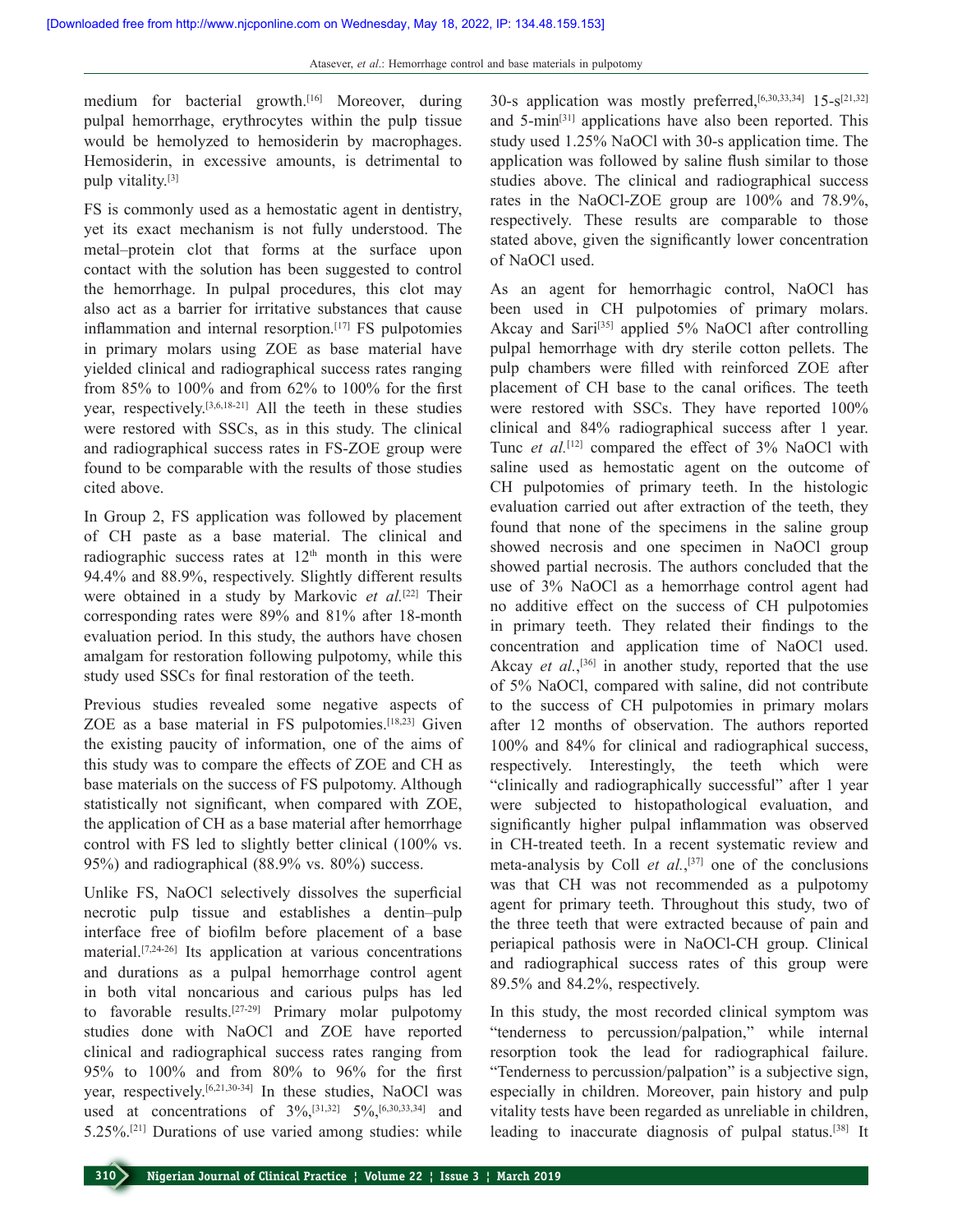medium for bacterial growth.[16] Moreover, during pulpal hemorrhage, erythrocytes within the pulp tissue would be hemolyzed to hemosiderin by macrophages. Hemosiderin, in excessive amounts, is detrimental to pulp vitality.[3]

FS is commonly used as a hemostatic agent in dentistry, yet its exact mechanism is not fully understood. The metal–protein clot that forms at the surface upon contact with the solution has been suggested to control the hemorrhage. In pulpal procedures, this clot may also act as a barrier for irritative substances that cause inflammation and internal resorption.[17] FS pulpotomies in primary molars using ZOE as base material have yielded clinical and radiographical success rates ranging from 85% to 100% and from 62% to 100% for the first year, respectively.[3,6,18-21] All the teeth in these studies were restored with SSCs, as in this study. The clinical and radiographical success rates in FS-ZOE group were found to be comparable with the results of those studies cited above.

In Group 2, FS application was followed by placement of CH paste as a base material. The clinical and radiographic success rates at 12th month in this were 94.4% and 88.9%, respectively. Slightly different results were obtained in a study by Markovic *et al.*[22] Their corresponding rates were 89% and 81% after 18-month evaluation period. In this study, the authors have chosen amalgam for restoration following pulpotomy, while this study used SSCs for final restoration of the teeth.

Previous studies revealed some negative aspects of ZOE as a base material in FS pulpotomies.[18,23] Given the existing paucity of information, one of the aims of this study was to compare the effects of ZOE and CH as base materials on the success of FS pulpotomy. Although statistically not significant, when compared with ZOE, the application of CH as a base material after hemorrhage control with FS led to slightly better clinical (100% vs. 95%) and radiographical (88.9% vs. 80%) success.

Unlike FS, NaOCl selectively dissolves the superficial necrotic pulp tissue and establishes a dentin–pulp interface free of biofilm before placement of a base material.[7,24-26] Its application at various concentrations and durations as a pulpal hemorrhage control agent in both vital noncarious and carious pulps has led to favorable results.[27-29] Primary molar pulpotomy studies done with NaOCl and ZOE have reported clinical and radiographical success rates ranging from 95% to 100% and from 80% to 96% for the first year, respectively.[6,21,30-34] In these studies, NaOCl was used at concentrations of 3%,[31,32] 5%,[6,30,33,34] and 5.25%.[21] Durations of use varied among studies: while 30-s application was mostly preferred,[6,30,33,34] 15-s[21,32] and 5-min[31] applications have also been reported. This study used 1.25% NaOCl with 30-s application time. The application was followed by saline flush similar to those studies above. The clinical and radiographical success rates in the NaOCl-ZOE group are 100% and 78.9%, respectively. These results are comparable to those stated above, given the significantly lower concentration of NaOCl used.

As an agent for hemorrhagic control, NaOCl has been used in CH pulpotomies of primary molars. Akcay and Sari[35] applied 5% NaOCl after controlling pulpal hemorrhage with dry sterile cotton pellets. The pulp chambers were filled with reinforced ZOE after placement of CH base to the canal orifices. The teeth were restored with SSCs. They have reported 100% clinical and 84% radiographical success after 1 year. Tunc *et al.*[12] compared the effect of 3% NaOCl with saline used as hemostatic agent on the outcome of CH pulpotomies of primary teeth. In the histologic evaluation carried out after extraction of the teeth, they found that none of the specimens in the saline group showed necrosis and one specimen in NaOCl group showed partial necrosis. The authors concluded that the use of 3% NaOCl as a hemorrhage control agent had no additive effect on the success of CH pulpotomies in primary teeth. They related their findings to the concentration and application time of NaOCl used. Akcay *et al.*,[36] in another study, reported that the use of 5% NaOCl, compared with saline, did not contribute to the success of CH pulpotomies in primary molars after 12 months of observation. The authors reported 100% and 84% for clinical and radiographical success, respectively. Interestingly, the teeth which were "clinically and radiographically successful" after 1 year were subjected to histopathological evaluation, and significantly higher pulpal inflammation was observed in CH-treated teeth. In a recent systematic review and meta-analysis by Coll *et al.*,[37] one of the conclusions was that CH was not recommended as a pulpotomy agent for primary teeth. Throughout this study, two of the three teeth that were extracted because of pain and periapical pathosis were in NaOCl-CH group. Clinical and radiographical success rates of this group were 89.5% and 84.2%, respectively.

In this study, the most recorded clinical symptom was "tenderness to percussion/palpation," while internal resorption took the lead for radiographical failure. "Tenderness to percussion/palpation" is a subjective sign, especially in children. Moreover, pain history and pulp vitality tests have been regarded as unreliable in children, leading to inaccurate diagnosis of pulpal status.[38] It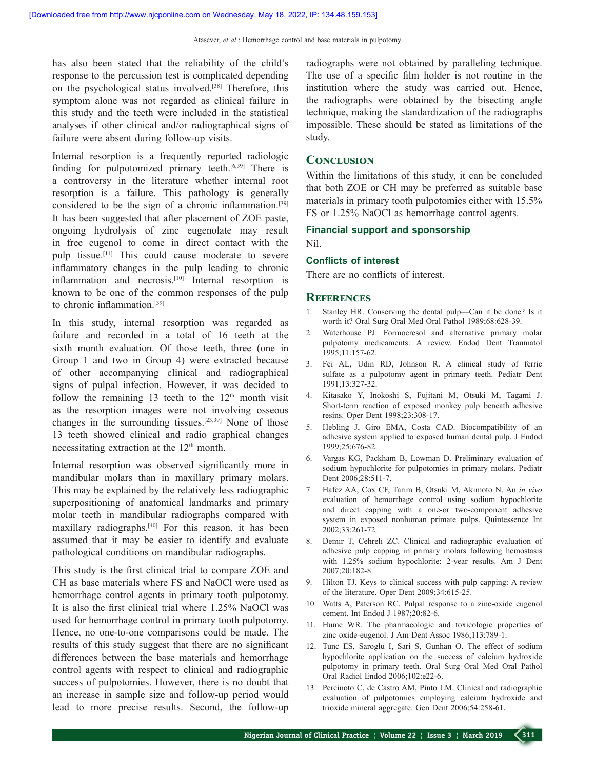has also been stated that the reliability of the child's response to the percussion test is complicated depending on the psychological status involved.[38] Therefore, this symptom alone was not regarded as clinical failure in this study and the teeth were included in the statistical analyses if other clinical and/or radiographical signs of failure were absent during follow-up visits.

Internal resorption is a frequently reported radiologic finding for pulpotomized primary teeth.[6,39] There is a controversy in the literature whether internal root resorption is a failure. This pathology is generally considered to be the sign of a chronic inflammation.[39] It has been suggested that after placement of ZOE paste, ongoing hydrolysis of zinc eugenolate may result in free eugenol to come in direct contact with the pulp tissue.[11] This could cause moderate to severe inflammatory changes in the pulp leading to chronic inflammation and necrosis.[10] Internal resorption is known to be one of the common responses of the pulp to chronic inflammation.[39]

In this study, internal resorption was regarded as failure and recorded in a total of 16 teeth at the sixth month evaluation. Of those teeth, three (one in Group 1 and two in Group 4) were extracted because of other accompanying clinical and radiographical signs of pulpal infection. However, it was decided to follow the remaining 13 teeth to the 12th month visit as the resorption images were not involving osseous changes in the surrounding tissues.[23,39] None of those 13 teeth showed clinical and radio graphical changes necessitating extraction at the 12th month.

Internal resorption was observed significantly more in mandibular molars than in maxillary primary molars. This may be explained by the relatively less radiographic superpositioning of anatomical landmarks and primary molar teeth in mandibular radiographs compared with maxillary radiographs.[40] For this reason, it has been assumed that it may be easier to identify and evaluate pathological conditions on mandibular radiographs.

This study is the first clinical trial to compare ZOE and CH as base materials where FS and NaOCl were used as hemorrhage control agents in primary tooth pulpotomy. It is also the first clinical trial where 1.25% NaOCl was used for hemorrhage control in primary tooth pulpotomy. Hence, no one-to-one comparisons could be made. The results of this study suggest that there are no significant differences between the base materials and hemorrhage control agents with respect to clinical and radiographic success of pulpotomies. However, there is no doubt that an increase in sample size and follow-up period would lead to more precise results. Second, the follow-up radiographs were not obtained by paralleling technique. The use of a specific film holder is not routine in the institution where the study was carried out. Hence, the radiographs were obtained by the bisecting angle technique, making the standardization of the radiographs impossible. These should be stated as limitations of the study.

## Conclusion

Within the limitations of this study, it can be concluded that both ZOE or CH may be preferred as suitable base materials in primary tooth pulpotomies either with 15.5% FS or 1.25% NaOCl as hemorrhage control agents.

### Financial support and sponsorship

Nil.

### Conflicts of interest

There are no conflicts of interest.

## References

1. Stanley HR. Conserving the dental pulp—Can it be done? Is it worth it? Oral Surg Oral Med Oral Pathol 1989;68:628-39.
2. Waterhouse PJ. Formocresol and alternative primary molar pulpotomy medicaments: A review. Endod Dent Traumatol 1995;11:157-62.
3. Fei AL, Udin RD, Johnson R. A clinical study of ferric sulfate as a pulpotomy agent in primary teeth. Pediatr Dent 1991;13:327-32.
4. Kitasako Y, Inokoshi S, Fujitani M, Otsuki M, Tagami J. Short-term reaction of exposed monkey pulp beneath adhesive resins. Oper Dent 1998;23:308-17.
5. Hebling J, Giro EMA, Costa CAD. Biocompatibility of an adhesive system applied to exposed human dental pulp. J Endod 1999;25:676-82.
6. Vargas KG, Packham B, Lowman D. Preliminary evaluation of sodium hypochlorite for pulpotomies in primary molars. Pediatr Dent 2006;28:511-7.
7. Hafez AA, Cox CF, Tarim B, Otsuki M, Akimoto N. An *in vivo* evaluation of hemorrhage control using sodium hypochlorite and direct capping with a one-or two-component adhesive system in exposed nonhuman primate pulps. Quintessence Int 2002;33:261-72.
8. Demir T, Cehreli ZC. Clinical and radiographic evaluation of adhesive pulp capping in primary molars following hemostasis with 1.25% sodium hypochlorite: 2-year results. Am J Dent 2007;20:182-8.
9. Hilton TJ. Keys to clinical success with pulp capping: A review of the literature. Oper Dent 2009;34:615-25.
10. Watts A, Paterson RC. Pulpal response to a zinc-oxide eugenol cement. Int Endod J 1987;20:82-6.
11. Hume WR. The pharmacologic and toxicologic properties of zinc oxide-eugenol. J Am Dent Assoc 1986;113:789-1.
12. Tunc ES, Saroglu I, Sari S, Gunhan O. The effect of sodium hypochlorite application on the success of calcium hydroxide pulpotomy in primary teeth. Oral Surg Oral Med Oral Pathol Oral Radiol Endod 2006;102:e22-6.
13. Percinoto C, de Castro AM, Pinto LM. Clinical and radiographic evaluation of pulpotomies employing calcium hydroxide and trioxide mineral aggregate. Gen Dent 2006;54:258-61.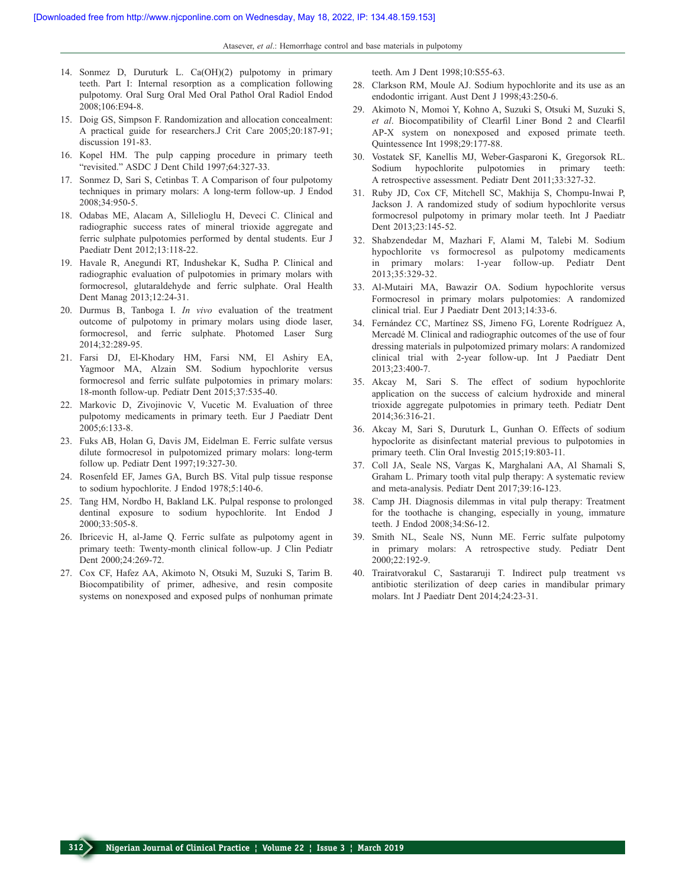14. Sonmez D, Duruturk L. Ca(OH)(2) pulpotomy in primary teeth. Part I: Internal resorption as a complication following pulpotomy. Oral Surg Oral Med Oral Pathol Oral Radiol Endod 2008;106:E94-8.
15. Doig GS, Simpson F. Randomization and allocation concealment: A practical guide for researchers.J Crit Care 2005;20:187-91; discussion 191-83.
16. Kopel HM. The pulp capping procedure in primary teeth "revisited." ASDC J Dent Child 1997;64:327-33.
17. Sonmez D, Sari S, Cetinbas T. A Comparison of four pulpotomy techniques in primary molars: A long-term follow-up. J Endod 2008;34:950-5.
18. Odabas ME, Alacam A, Sillelioglu H, Deveci C. Clinical and radiographic success rates of mineral trioxide aggregate and ferric sulphate pulpotomies performed by dental students. Eur J Paediatr Dent 2012;13:118-22.
19. Havale R, Anegundi RT, Indushekar K, Sudha P. Clinical and radiographic evaluation of pulpotomies in primary molars with formocresol, glutaraldehyde and ferric sulphate. Oral Health Dent Manag 2013;12:24-31.
20. Durmus B, Tanboga I. *In vivo* evaluation of the treatment outcome of pulpotomy in primary molars using diode laser, formocresol, and ferric sulphate. Photomed Laser Surg 2014;32:289-95.
21. Farsi DJ, El-Khodary HM, Farsi NM, El Ashiry EA, Yagmoor MA, Alzain SM. Sodium hypochlorite versus formocresol and ferric sulfate pulpotomies in primary molars: 18-month follow-up. Pediatr Dent 2015;37:535-40.
22. Markovic D, Zivojinovic V, Vucetic M. Evaluation of three pulpotomy medicaments in primary teeth. Eur J Paediatr Dent 2005;6:133-8.
23. Fuks AB, Holan G, Davis JM, Eidelman E. Ferric sulfate versus dilute formocresol in pulpotomized primary molars: long-term follow up. Pediatr Dent 1997;19:327-30.
24. Rosenfeld EF, James GA, Burch BS. Vital pulp tissue response to sodium hypochlorite. J Endod 1978;5:140-6.
25. Tang HM, Nordbo H, Bakland LK. Pulpal response to prolonged dentinal exposure to sodium hypochlorite. Int Endod J 2000;33:505-8.
26. Ibricevic H, al-Jame Q. Ferric sulfate as pulpotomy agent in primary teeth: Twenty-month clinical follow-up. J Clin Pediatr Dent 2000;24:269-72.
27. Cox CF, Hafez AA, Akimoto N, Otsuki M, Suzuki S, Tarim B. Biocompatibility of primer, adhesive, and resin composite systems on nonexposed and exposed pulps of nonhuman primate teeth. Am J Dent 1998;10:S55-63.
28. Clarkson RM, Moule AJ. Sodium hypochlorite and its use as an endodontic irrigant. Aust Dent J 1998;43:250-6.
29. Akimoto N, Momoi Y, Kohno A, Suzuki S, Otsuki M, Suzuki S, *et al*. Biocompatibility of Clearfil Liner Bond 2 and Clearfil AP-X system on nonexposed and exposed primate teeth. Quintessence Int 1998;29:177-88.
30. Vostatek SF, Kanellis MJ, Weber-Gasparoni K, Gregorsok RL. Sodium hypochlorite pulpotomies in primary teeth: A retrospective assessment. Pediatr Dent 2011;33:327-32.
31. Ruby JD, Cox CF, Mitchell SC, Makhija S, Chompu-Inwai P, Jackson J. A randomized study of sodium hypochlorite versus formocresol pulpotomy in primary molar teeth. Int J Paediatr Dent 2013;23:145-52.
32. Shabzendedar M, Mazhari F, Alami M, Talebi M. Sodium hypochlorite vs formocresol as pulpotomy medicaments in primary molars: 1-year follow-up. Pediatr Dent 2013;35:329-32.
33. Al-Mutairi MA, Bawazir OA. Sodium hypochlorite versus Formocresol in primary molars pulpotomies: A randomized clinical trial. Eur J Paediatr Dent 2013;14:33-6.
34. Fernández CC, Martínez SS, Jimeno FG, Lorente Rodríguez A, Mercadé M. Clinical and radiographic outcomes of the use of four dressing materials in pulpotomized primary molars: A randomized clinical trial with 2-year follow-up. Int J Paediatr Dent 2013;23:400-7.
35. Akcay M, Sari S. The effect of sodium hypochlorite application on the success of calcium hydroxide and mineral trioxide aggregate pulpotomies in primary teeth. Pediatr Dent 2014;36:316-21.
36. Akcay M, Sari S, Duruturk L, Gunhan O. Effects of sodium hypoclorite as disinfectant material previous to pulpotomies in primary teeth. Clin Oral Investig 2015;19:803-11.
37. Coll JA, Seale NS, Vargas K, Marghalani AA, Al Shamali S, Graham L. Primary tooth vital pulp therapy: A systematic review and meta-analysis. Pediatr Dent 2017;39:16-123.
38. Camp JH. Diagnosis dilemmas in vital pulp therapy: Treatment for the toothache is changing, especially in young, immature teeth. J Endod 2008;34:S6-12.
39. Smith NL, Seale NS, Nunn ME. Ferric sulfate pulpotomy in primary molars: A retrospective study. Pediatr Dent 2000;22:192-9.
40. Trairatvorakul C, Sastararuji T. Indirect pulp treatment vs antibiotic sterilization of deep caries in mandibular primary molars. Int J Paediatr Dent 2014;24:23-31.